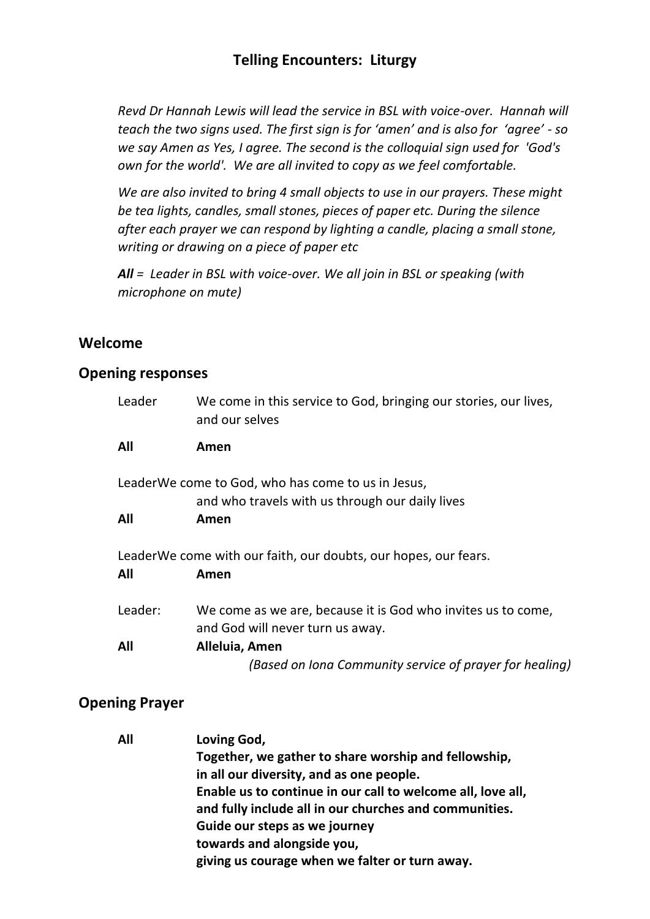# Telling Encounters: Liturgy

*Revd Dr Hannah Lewis will lead the service in BSL with voice-over. Hannah will teach the two signs used. The first sign is for 'amen' and is also for 'agree' - so we say Amen as Yes, I agree. The second is the colloquial sign used for 'God's own for the world'. We are all invited to copy as we feel comfortable.*

*We are also invited to bring 4 small objects to use in our prayers. These might be tea lights, candles, small stones, pieces of paper etc. During the silence after each prayer we can respond by lighting a candle, placing a small stone, writing or drawing on a piece of paper etc*

***All** = Leader in BSL with voice-over. We all join in BSL or speaking (with microphone on mute)*

## Welcome

## Opening responses

Leader We come in this service to God, bringing our stories, our lives, and our selves

**All Amen**

LeaderWe come to God, who has come to us in Jesus,
and who travels with us through our daily lives

**All Amen**

LeaderWe come with our faith, our doubts, our hopes, our fears.

**All Amen**

Leader: We come as we are, because it is God who invites us to come,
and God will never turn us away.

**All Alleluia, Amen**

*(Based on Iona Community service of prayer for healing)*

## Opening Prayer

**All Loving God,**
**Together, we gather to share worship and fellowship,**
**in all our diversity, and as one people.**
**Enable us to continue in our call to welcome all, love all,**
**and fully include all in our churches and communities.**
**Guide our steps as we journey**
**towards and alongside you,**
**giving us courage when we falter or turn away.**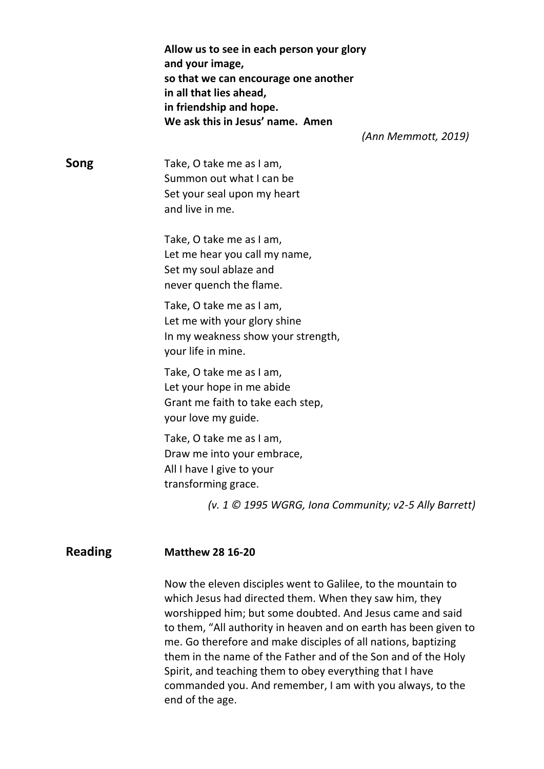**Allow us to see in each person your glory**
**and your image,**
**so that we can encourage one another**
**in all that lies ahead,**
**in friendship and hope.**
**We ask this in Jesus' name. Amen**

*(Ann Memmott, 2019)*

## Song

Take, O take me as I am,
Summon out what I can be
Set your seal upon my heart
and live in me.

Take, O take me as I am,
Let me hear you call my name,
Set my soul ablaze and
never quench the flame.

Take, O take me as I am,
Let me with your glory shine
In my weakness show your strength,
your life in mine.

Take, O take me as I am,
Let your hope in me abide
Grant me faith to take each step,
your love my guide.

Take, O take me as I am,
Draw me into your embrace,
All I have I give to your
transforming grace.

*(v. 1 © 1995 WGRG, Iona Community; v2-5 Ally Barrett)*

## Reading

**Matthew 28 16-20**

Now the eleven disciples went to Galilee, to the mountain to which Jesus had directed them. When they saw him, they worshipped him; but some doubted. And Jesus came and said to them, "All authority in heaven and on earth has been given to me. Go therefore and make disciples of all nations, baptizing them in the name of the Father and of the Son and of the Holy Spirit, and teaching them to obey everything that I have commanded you. And remember, I am with you always, to the end of the age.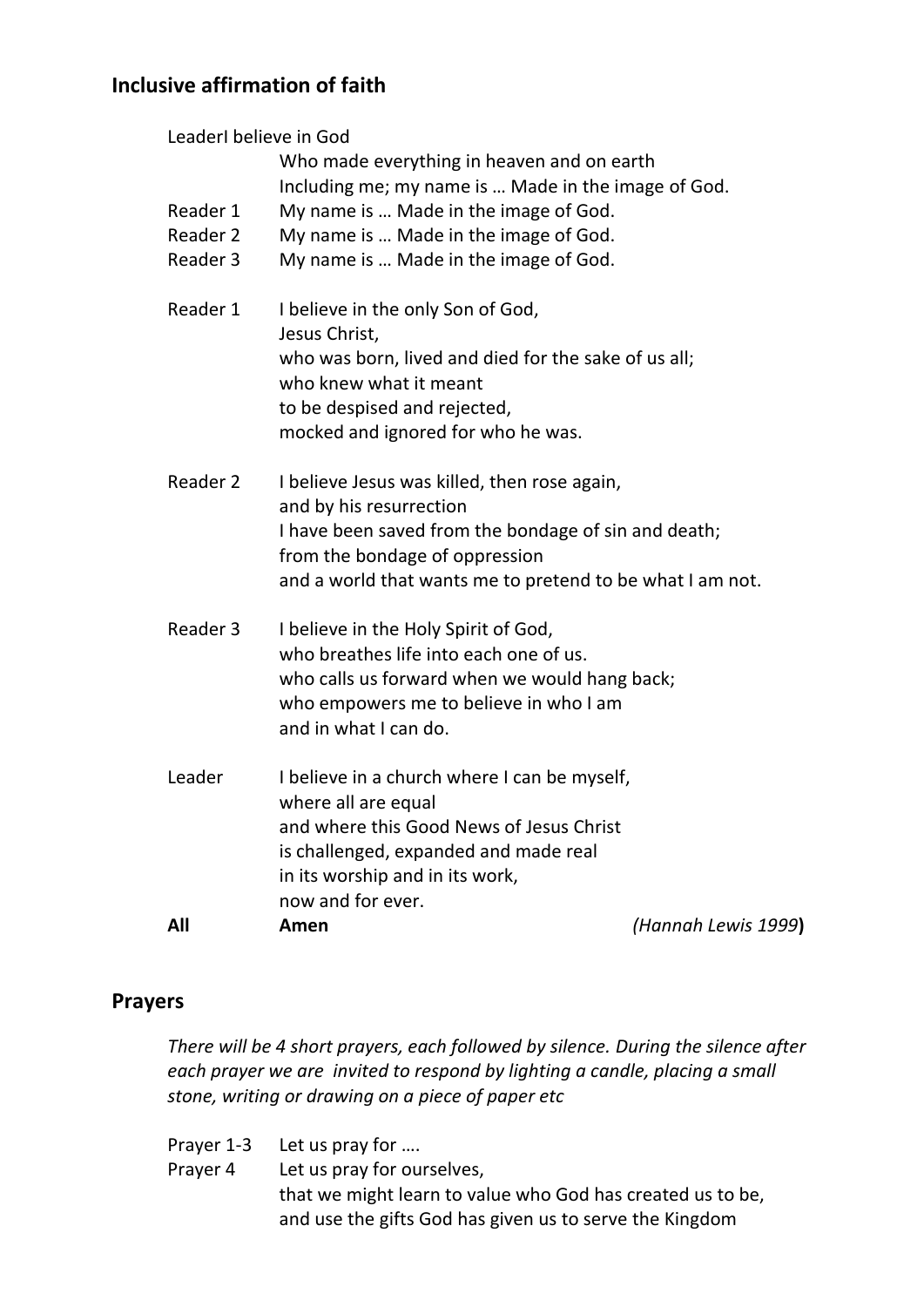## Inclusive affirmation of faith

LeaderI believe in God
Who made everything in heaven and on earth
Including me; my name is … Made in the image of God.

Reader 1 My name is … Made in the image of God.
Reader 2 My name is … Made in the image of God.
Reader 3 My name is … Made in the image of God.

Reader 1 I believe in the only Son of God,
Jesus Christ,
who was born, lived and died for the sake of us all;
who knew what it meant
to be despised and rejected,
mocked and ignored for who he was.

Reader 2 I believe Jesus was killed, then rose again,
and by his resurrection
I have been saved from the bondage of sin and death;
from the bondage of oppression
and a world that wants me to pretend to be what I am not.

Reader 3 I believe in the Holy Spirit of God,
who breathes life into each one of us.
who calls us forward when we would hang back;
who empowers me to believe in who I am
and in what I can do.

Leader I believe in a church where I can be myself,
where all are equal
and where this Good News of Jesus Christ
is challenged, expanded and made real
in its worship and in its work,
now and for ever.

**All** **Amen** *(Hannah Lewis 1999*)

## Prayers

*There will be 4 short prayers, each followed by silence. During the silence after each prayer we are invited to respond by lighting a candle, placing a small stone, writing or drawing on a piece of paper etc*

Prayer 1-3 Let us pray for ….
Prayer 4 Let us pray for ourselves,
that we might learn to value who God has created us to be,
and use the gifts God has given us to serve the Kingdom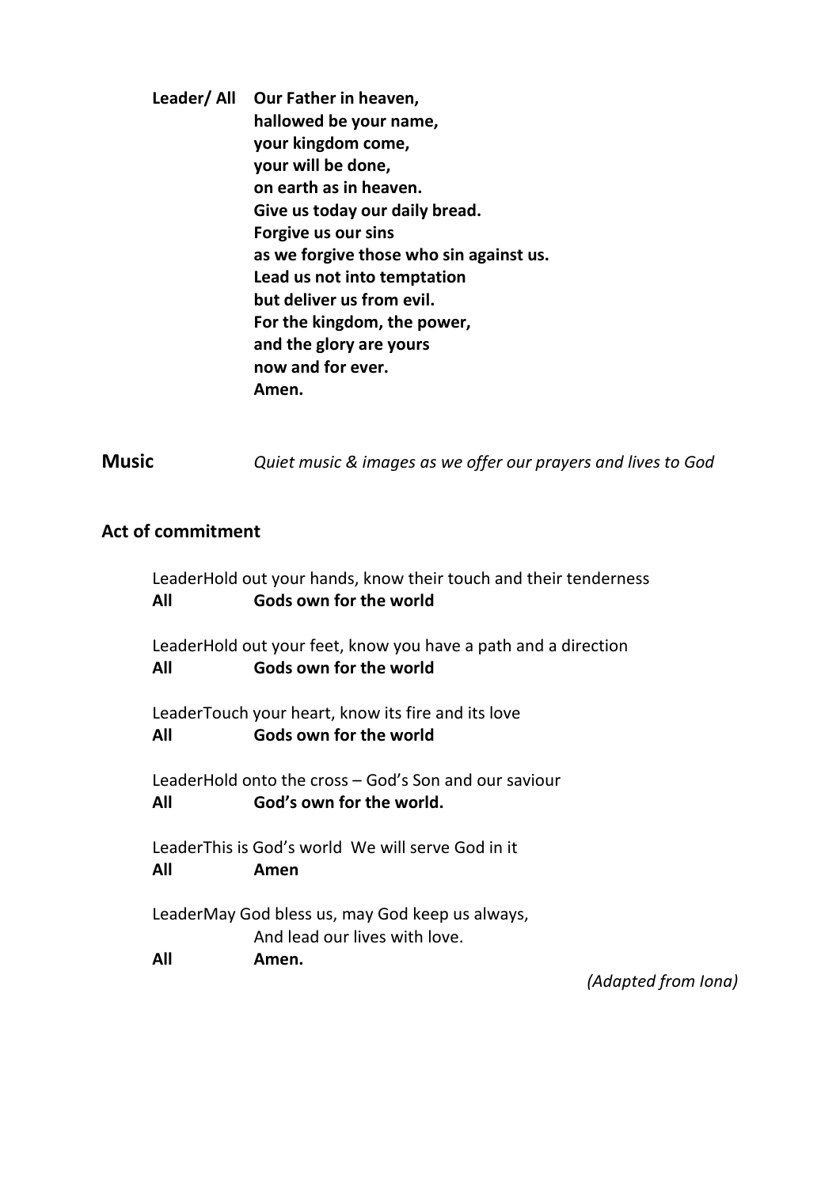**Leader/ All** **Our Father in heaven,**
**hallowed be your name,**
**your kingdom come,**
**your will be done,**
**on earth as in heaven.**
**Give us today our daily bread.**
**Forgive us our sins**
**as we forgive those who sin against us.**
**Lead us not into temptation**
**but deliver us from evil.**
**For the kingdom, the power,**
**and the glory are yours**
**now and for ever.**
**Amen.**

**Music** *Quiet music & images as we offer our prayers and lives to God*

**Act of commitment**

LeaderHold out your hands, know their touch and their tenderness
**All** **Gods own for the world**

LeaderHold out your feet, know you have a path and a direction
**All** **Gods own for the world**

LeaderTouch your heart, know its fire and its love
**All** **Gods own for the world**

LeaderHold onto the cross – God's Son and our saviour
**All** **God's own for the world.**

LeaderThis is God's world We will serve God in it
**All** **Amen**

LeaderMay God bless us, may God keep us always,
And lead our lives with love.
**All** **Amen.**

*(Adapted from Iona)*